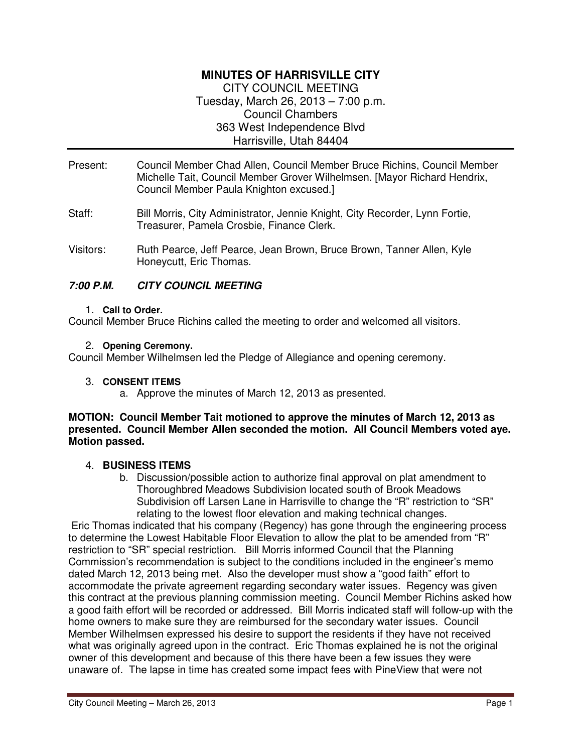# MINUTES OF HARRISVILLE CITY

CITY COUNCIL MEETING
Tuesday, March 26, 2013 – 7:00 p.m.
Council Chambers
363 West Independence Blvd
Harrisville, Utah 84404

---

Present: Council Member Chad Allen, Council Member Bruce Richins, Council Member Michelle Tait, Council Member Grover Wilhelmsen. [Mayor Richard Hendrix, Council Member Paula Knighton excused.]

Staff: Bill Morris, City Administrator, Jennie Knight, City Recorder, Lynn Fortie, Treasurer, Pamela Crosbie, Finance Clerk.

Visitors: Ruth Pearce, Jeff Pearce, Jean Brown, Bruce Brown, Tanner Allen, Kyle Honeycutt, Eric Thomas.

## *7:00 P.M. CITY COUNCIL MEETING*

1. **Call to Order.**

Council Member Bruce Richins called the meeting to order and welcomed all visitors.

2. **Opening Ceremony.**

Council Member Wilhelmsen led the Pledge of Allegiance and opening ceremony.

3. **CONSENT ITEMS**
   a. Approve the minutes of March 12, 2013 as presented.

**MOTION: Council Member Tait motioned to approve the minutes of March 12, 2013 as presented. Council Member Allen seconded the motion. All Council Members voted aye. Motion passed.**

4. **BUSINESS ITEMS**
   b. Discussion/possible action to authorize final approval on plat amendment to Thoroughbred Meadows Subdivision located south of Brook Meadows Subdivision off Larsen Lane in Harrisville to change the "R" restriction to "SR" relating to the lowest floor elevation and making technical changes.

Eric Thomas indicated that his company (Regency) has gone through the engineering process to determine the Lowest Habitable Floor Elevation to allow the plat to be amended from "R" restriction to "SR" special restriction. Bill Morris informed Council that the Planning Commission's recommendation is subject to the conditions included in the engineer's memo dated March 12, 2013 being met. Also the developer must show a "good faith" effort to accommodate the private agreement regarding secondary water issues. Regency was given this contract at the previous planning commission meeting. Council Member Richins asked how a good faith effort will be recorded or addressed. Bill Morris indicated staff will follow-up with the home owners to make sure they are reimbursed for the secondary water issues. Council Member Wilhelmsen expressed his desire to support the residents if they have not received what was originally agreed upon in the contract. Eric Thomas explained he is not the original owner of this development and because of this there have been a few issues they were unaware of. The lapse in time has created some impact fees with PineView that were not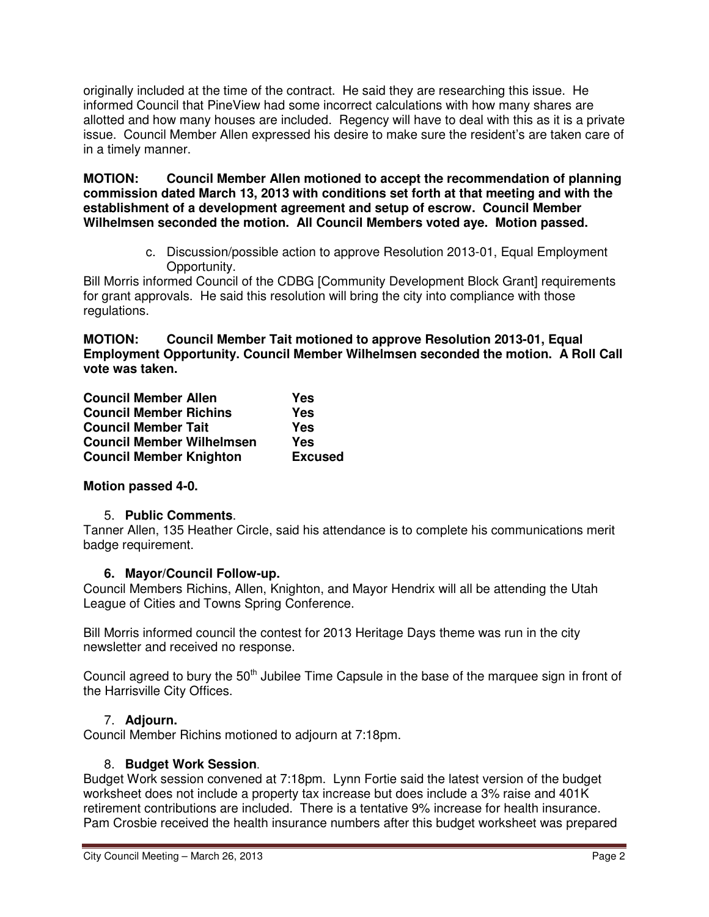originally included at the time of the contract. He said they are researching this issue. He informed Council that PineView had some incorrect calculations with how many shares are allotted and how many houses are included. Regency will have to deal with this as it is a private issue. Council Member Allen expressed his desire to make sure the resident's are taken care of in a timely manner.

**MOTION: Council Member Allen motioned to accept the recommendation of planning commission dated March 13, 2013 with conditions set forth at that meeting and with the establishment of a development agreement and setup of escrow. Council Member Wilhelmsen seconded the motion. All Council Members voted aye. Motion passed.**

c. Discussion/possible action to approve Resolution 2013-01, Equal Employment Opportunity.

Bill Morris informed Council of the CDBG [Community Development Block Grant] requirements for grant approvals. He said this resolution will bring the city into compliance with those regulations.

**MOTION: Council Member Tait motioned to approve Resolution 2013-01, Equal Employment Opportunity. Council Member Wilhelmsen seconded the motion. A Roll Call vote was taken.**

| | |
|---|---|
| **Council Member Allen** | **Yes** |
| **Council Member Richins** | **Yes** |
| **Council Member Tait** | **Yes** |
| **Council Member Wilhelmsen** | **Yes** |
| **Council Member Knighton** | **Excused** |

**Motion passed 4-0.**

5. **Public Comments**.

Tanner Allen, 135 Heather Circle, said his attendance is to complete his communications merit badge requirement.

6. **Mayor/Council Follow-up.**

Council Members Richins, Allen, Knighton, and Mayor Hendrix will all be attending the Utah League of Cities and Towns Spring Conference.

Bill Morris informed council the contest for 2013 Heritage Days theme was run in the city newsletter and received no response.

Council agreed to bury the 50th Jubilee Time Capsule in the base of the marquee sign in front of the Harrisville City Offices.

7. **Adjourn.**

Council Member Richins motioned to adjourn at 7:18pm.

8. **Budget Work Session**.

Budget Work session convened at 7:18pm. Lynn Fortie said the latest version of the budget worksheet does not include a property tax increase but does include a 3% raise and 401K retirement contributions are included. There is a tentative 9% increase for health insurance. Pam Crosbie received the health insurance numbers after this budget worksheet was prepared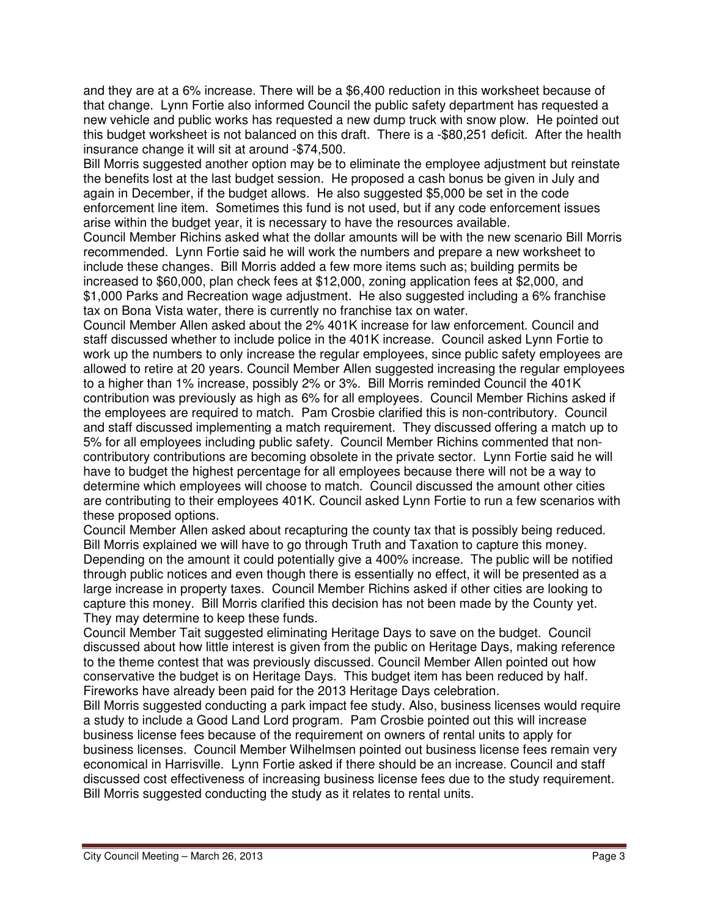and they are at a 6% increase. There will be a $6,400 reduction in this worksheet because of that change. Lynn Fortie also informed Council the public safety department has requested a new vehicle and public works has requested a new dump truck with snow plow. He pointed out this budget worksheet is not balanced on this draft. There is a -$80,251 deficit. After the health insurance change it will sit at around -$74,500.

Bill Morris suggested another option may be to eliminate the employee adjustment but reinstate the benefits lost at the last budget session. He proposed a cash bonus be given in July and again in December, if the budget allows. He also suggested $5,000 be set in the code enforcement line item. Sometimes this fund is not used, but if any code enforcement issues arise within the budget year, it is necessary to have the resources available.

Council Member Richins asked what the dollar amounts will be with the new scenario Bill Morris recommended. Lynn Fortie said he will work the numbers and prepare a new worksheet to include these changes. Bill Morris added a few more items such as; building permits be increased to $60,000, plan check fees at $12,000, zoning application fees at $2,000, and $1,000 Parks and Recreation wage adjustment. He also suggested including a 6% franchise tax on Bona Vista water, there is currently no franchise tax on water.

Council Member Allen asked about the 2% 401K increase for law enforcement. Council and staff discussed whether to include police in the 401K increase. Council asked Lynn Fortie to work up the numbers to only increase the regular employees, since public safety employees are allowed to retire at 20 years. Council Member Allen suggested increasing the regular employees to a higher than 1% increase, possibly 2% or 3%. Bill Morris reminded Council the 401K contribution was previously as high as 6% for all employees. Council Member Richins asked if the employees are required to match. Pam Crosbie clarified this is non-contributory. Council and staff discussed implementing a match requirement. They discussed offering a match up to 5% for all employees including public safety. Council Member Richins commented that non-contributory contributions are becoming obsolete in the private sector. Lynn Fortie said he will have to budget the highest percentage for all employees because there will not be a way to determine which employees will choose to match. Council discussed the amount other cities are contributing to their employees 401K. Council asked Lynn Fortie to run a few scenarios with these proposed options.

Council Member Allen asked about recapturing the county tax that is possibly being reduced. Bill Morris explained we will have to go through Truth and Taxation to capture this money. Depending on the amount it could potentially give a 400% increase. The public will be notified through public notices and even though there is essentially no effect, it will be presented as a large increase in property taxes. Council Member Richins asked if other cities are looking to capture this money. Bill Morris clarified this decision has not been made by the County yet. They may determine to keep these funds.

Council Member Tait suggested eliminating Heritage Days to save on the budget. Council discussed about how little interest is given from the public on Heritage Days, making reference to the theme contest that was previously discussed. Council Member Allen pointed out how conservative the budget is on Heritage Days. This budget item has been reduced by half. Fireworks have already been paid for the 2013 Heritage Days celebration.

Bill Morris suggested conducting a park impact fee study. Also, business licenses would require a study to include a Good Land Lord program. Pam Crosbie pointed out this will increase business license fees because of the requirement on owners of rental units to apply for business licenses. Council Member Wilhelmsen pointed out business license fees remain very economical in Harrisville. Lynn Fortie asked if there should be an increase. Council and staff discussed cost effectiveness of increasing business license fees due to the study requirement. Bill Morris suggested conducting the study as it relates to rental units.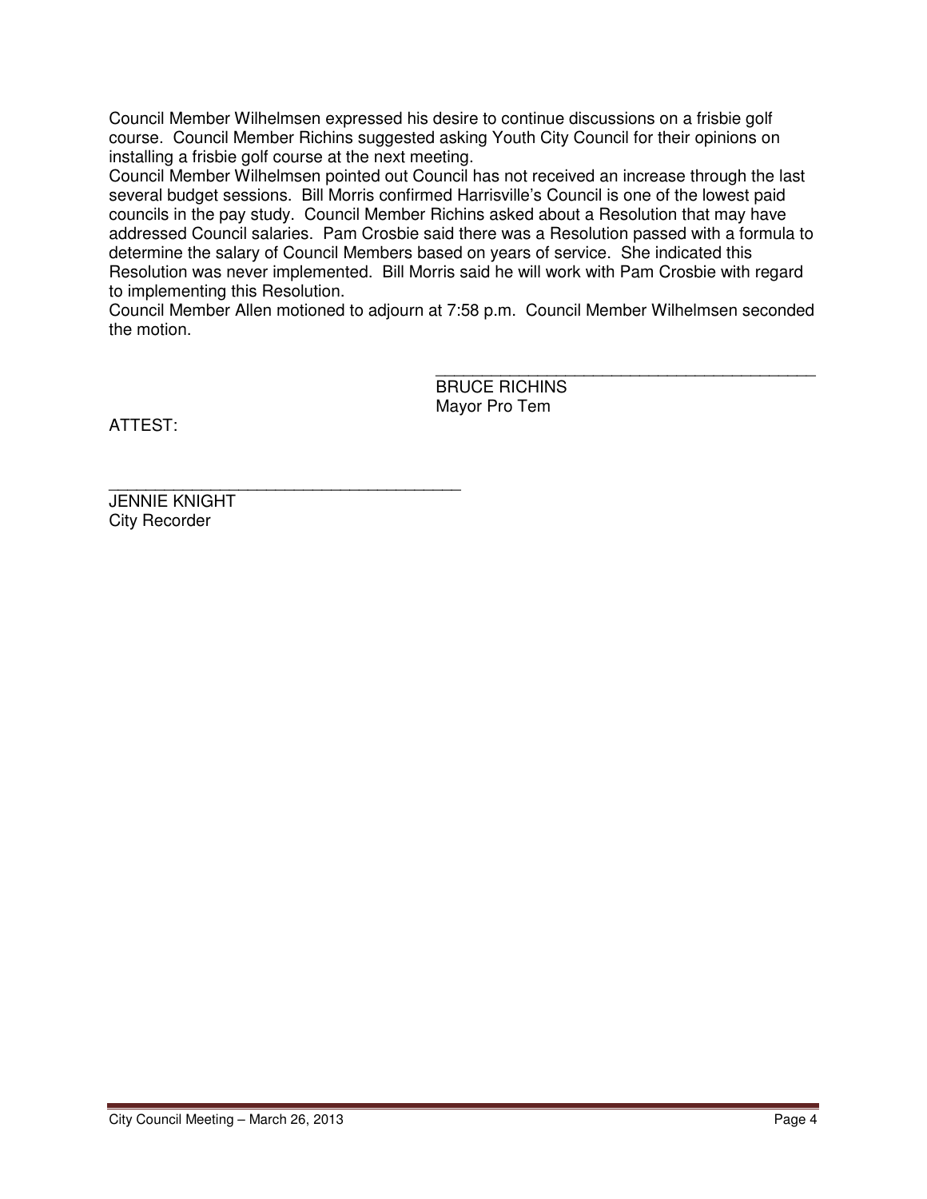Council Member Wilhelmsen expressed his desire to continue discussions on a frisbie golf course. Council Member Richins suggested asking Youth City Council for their opinions on installing a frisbie golf course at the next meeting.

Council Member Wilhelmsen pointed out Council has not received an increase through the last several budget sessions. Bill Morris confirmed Harrisville's Council is one of the lowest paid councils in the pay study. Council Member Richins asked about a Resolution that may have addressed Council salaries. Pam Crosbie said there was a Resolution passed with a formula to determine the salary of Council Members based on years of service. She indicated this Resolution was never implemented. Bill Morris said he will work with Pam Crosbie with regard to implementing this Resolution.

Council Member Allen motioned to adjourn at 7:58 p.m. Council Member Wilhelmsen seconded the motion.

\_\_\_\_\_\_\_\_\_\_\_\_\_\_\_\_\_\_\_\_\_\_\_\_\_\_\_\_\_\_\_\_\_\_\_\_\_\_\_\_\_\_\_\_

BRUCE RICHINS
Mayor Pro Tem

ATTEST:

\_\_\_\_\_\_\_\_\_\_\_\_\_\_\_\_\_\_\_\_\_\_\_\_\_\_\_\_\_\_\_\_\_\_\_\_\_\_\_\_\_\_\_\_

JENNIE KNIGHT
City Recorder